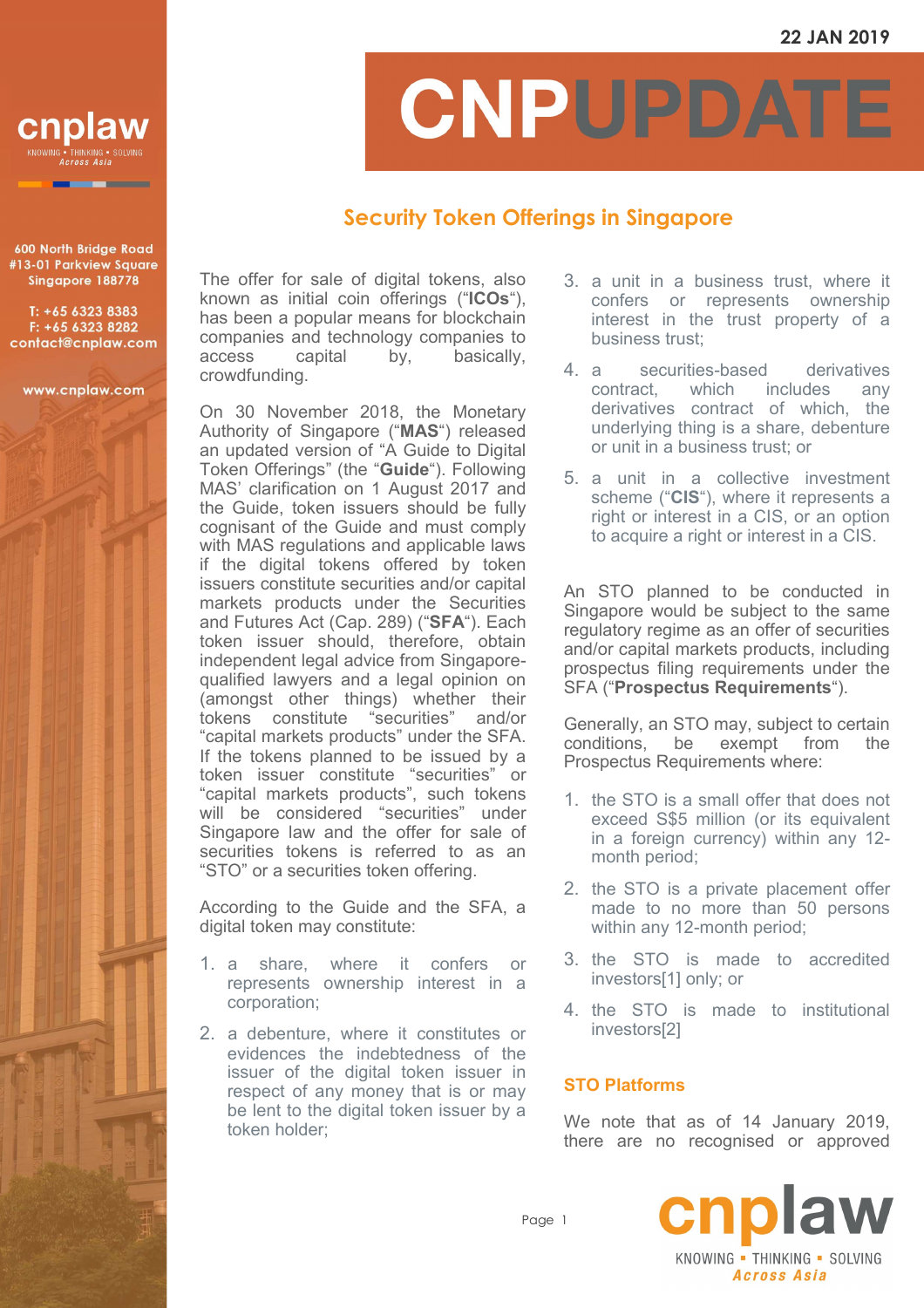22 JAN 2019

# CNPUPDATE

## Security Token Offerings in Singapore

The offer for sale of digital tokens, also known as initial coin offerings ("**ICOs**"), has been a popular means for blockchain companies and technology companies to access capital by, basically, crowdfunding.

On 30 November 2018, the Monetary Authority of Singapore ("**MAS**") released an updated version of "A Guide to Digital Token Offerings" (the "**Guide**"). Following MAS' clarification on 1 August 2017 and the Guide, token issuers should be fully cognisant of the Guide and must comply with MAS regulations and applicable laws if the digital tokens offered by token issuers constitute securities and/or capital markets products under the Securities and Futures Act (Cap. 289) ("**SFA**"). Each token issuer should, therefore, obtain independent legal advice from Singapore-qualified lawyers and a legal opinion on (amongst other things) whether their tokens constitute "securities" and/or "capital markets products" under the SFA. If the tokens planned to be issued by a token issuer constitute "securities" or "capital markets products", such tokens will be considered "securities" under Singapore law and the offer for sale of securities tokens is referred to as an "STO" or a securities token offering.

According to the Guide and the SFA, a digital token may constitute:

1. a share, where it confers or represents ownership interest in a corporation;
2. a debenture, where it constitutes or evidences the indebtedness of the issuer of the digital token issuer in respect of any money that is or may be lent to the digital token issuer by a token holder;
3. a unit in a business trust, where it confers or represents ownership interest in the trust property of a business trust;
4. a securities-based derivatives contract, which includes any derivatives contract of which, the underlying thing is a share, debenture or unit in a business trust; or
5. a unit in a collective investment scheme ("**CIS**"), where it represents a right or interest in a CIS, or an option to acquire a right or interest in a CIS.

An STO planned to be conducted in Singapore would be subject to the same regulatory regime as an offer of securities and/or capital markets products, including prospectus filing requirements under the SFA ("**Prospectus Requirements**").

Generally, an STO may, subject to certain conditions, be exempt from the Prospectus Requirements where:

1. the STO is a small offer that does not exceed S$5 million (or its equivalent in a foreign currency) within any 12-month period;
2. the STO is a private placement offer made to no more than 50 persons within any 12-month period;
3. the STO is made to accredited investors[1] only; or
4. the STO is made to institutional investors[2]

### STO Platforms

We note that as of 14 January 2019, there are no recognised or approved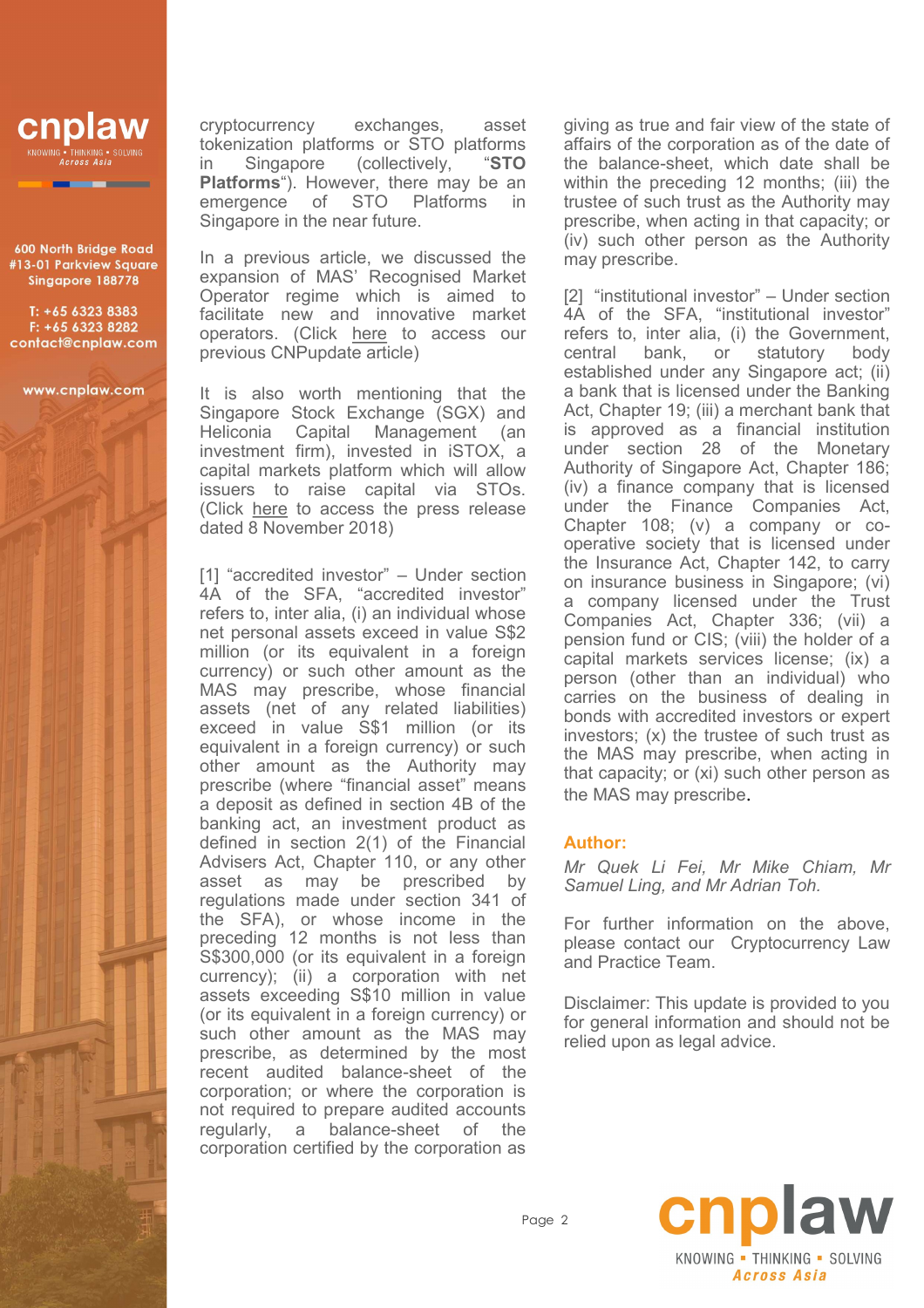cryptocurrency exchanges, asset tokenization platforms or STO platforms in Singapore (collectively, "**STO Platforms**"). However, there may be an emergence of STO Platforms in Singapore in the near future.

In a previous article, we discussed the expansion of MAS' Recognised Market Operator regime which is aimed to facilitate new and innovative market operators. (Click here to access our previous CNPupdate article)

It is also worth mentioning that the Singapore Stock Exchange (SGX) and Heliconia Capital Management (an investment firm), invested in iSTOX, a capital markets platform which will allow issuers to raise capital via STOs. (Click here to access the press release dated 8 November 2018)

[1] "accredited investor" – Under section 4A of the SFA, "accredited investor" refers to, inter alia, (i) an individual whose net personal assets exceed in value S$2 million (or its equivalent in a foreign currency) or such other amount as the MAS may prescribe, whose financial assets (net of any related liabilities) exceed in value S$1 million (or its equivalent in a foreign currency) or such other amount as the Authority may prescribe (where "financial asset" means a deposit as defined in section 4B of the banking act, an investment product as defined in section 2(1) of the Financial Advisers Act, Chapter 110, or any other asset as may be prescribed by regulations made under section 341 of the SFA), or whose income in the preceding 12 months is not less than S$300,000 (or its equivalent in a foreign currency); (ii) a corporation with net assets exceeding S$10 million in value (or its equivalent in a foreign currency) or such other amount as the MAS may prescribe, as determined by the most recent audited balance-sheet of the corporation; or where the corporation is not required to prepare audited accounts regularly, a balance-sheet of the corporation certified by the corporation as giving as true and fair view of the state of affairs of the corporation as of the date of the balance-sheet, which date shall be within the preceding 12 months; (iii) the trustee of such trust as the Authority may prescribe, when acting in that capacity; or (iv) such other person as the Authority may prescribe.

[2] "institutional investor" – Under section 4A of the SFA, "institutional investor" refers to, inter alia, (i) the Government, central bank, or statutory body established under any Singapore act; (ii) a bank that is licensed under the Banking Act, Chapter 19; (iii) a merchant bank that is approved as a financial institution under section 28 of the Monetary Authority of Singapore Act, Chapter 186; (iv) a finance company that is licensed under the Finance Companies Act, Chapter 108; (v) a company or co-operative society that is licensed under the Insurance Act, Chapter 142, to carry on insurance business in Singapore; (vi) a company licensed under the Trust Companies Act, Chapter 336; (vii) a pension fund or CIS; (viii) the holder of a capital markets services license; (ix) a person (other than an individual) who carries on the business of dealing in bonds with accredited investors or expert investors; (x) the trustee of such trust as the MAS may prescribe, when acting in that capacity; or (xi) such other person as the MAS may prescribe.

**Author:**

*Mr Quek Li Fei, Mr Mike Chiam, Mr Samuel Ling, and Mr Adrian Toh.*

For further information on the above, please contact our Cryptocurrency Law and Practice Team.

Disclaimer: This update is provided to you for general information and should not be relied upon as legal advice.